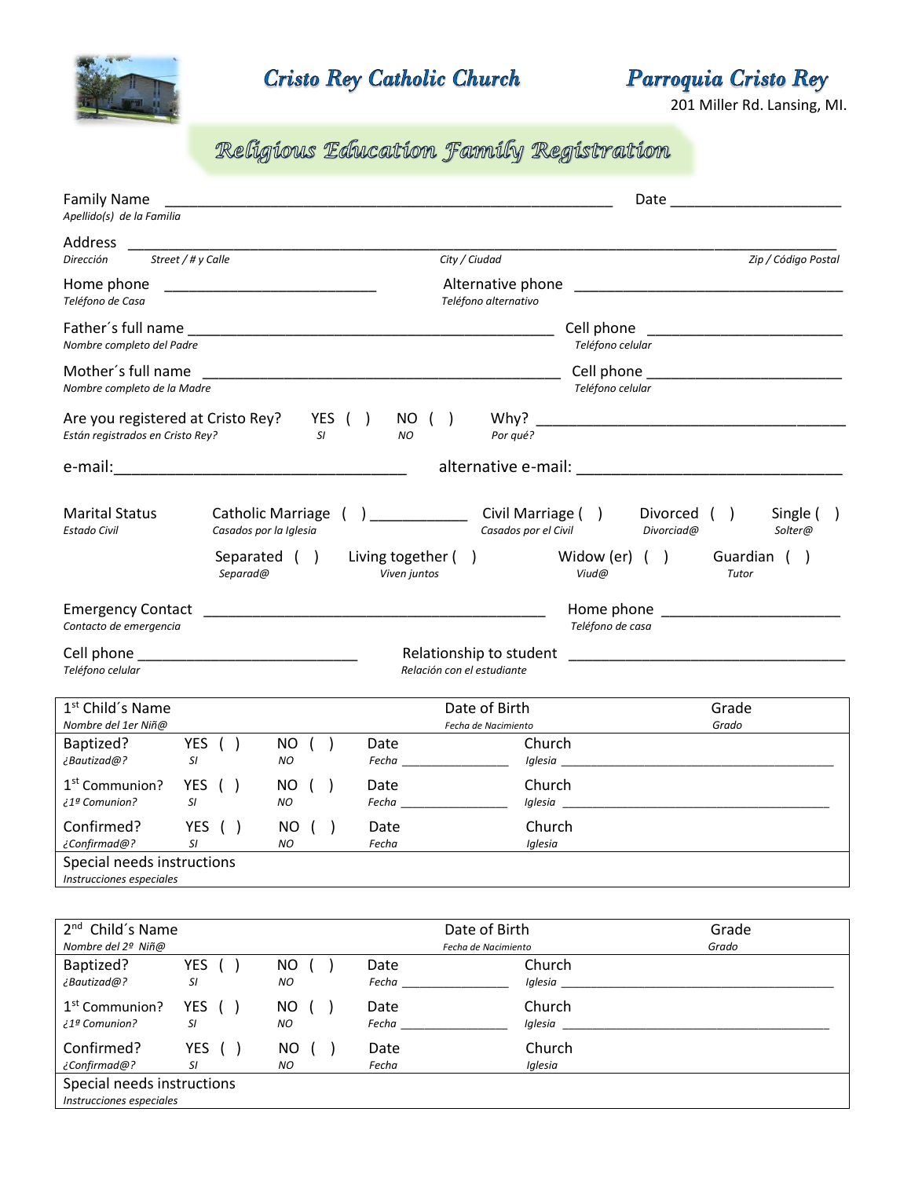# Cristo Rey Catholic Church

# Parroquia Cristo Rey

201 Miller Rd. Lansing, MI.

## Religious Education Family Registration

Family Name ______________________________________________________ Date ____________________
*Apellido(s) de la Familia*

Address ______________________________________________________________________________________
*Dirección* *Street / # y Calle* *City / Ciudad* *Zip / Código Postal*

Home phone _________________________ Alternative phone ________________________________
*Teléfono de Casa* *Teléfono alternativo*

Father´s full name ____________________________________________ Cell phone _______________________
*Nombre completo del Padre* *Teléfono celular*

Mother´s full name ___________________________________________ Cell phone _______________________
*Nombre completo de la Madre* *Teléfono celular*

Are you registered at Cristo Rey? YES ( ) NO ( ) Why? ___________________________________
*Están registrados en Cristo Rey?* *SI* *NO* *Por qué?*

e-mail:________________________________ alternative e-mail: ____________________________

Marital Status *Estado Civil*

Catholic Marriage ( ) ___________ *Casados por la Iglesia* Civil Marriage ( ) *Casados por el Civil* Divorced ( ) *Divorciad@* Single ( ) *Solter@*

Separated ( ) *Separad@* Living together ( ) *Viven juntos* Widow (er) ( ) *Viud@* Guardian ( ) *Tutor*

Emergency Contact __________________________________________ Home phone _____________________
*Contacto de emergencia* *Teléfono de casa*

Cell phone __________________________ Relationship to student _________________________________
*Teléfono celular* *Relación con el estudiante*

| 1st Child´s Name *Nombre del 1er Niñ@* | | | Date of Birth *Fecha de Nacimiento* | | Grade *Grado* |
|---|---|---|---|---|---|
| Baptized? *¿Bautizad@?* | YES ( ) *SI* | NO ( ) *NO* | Date *Fecha* ________________ | Church *Iglesia* __________________________ | |
| 1st Communion? *¿1ª Comunion?* | YES ( ) *SI* | NO ( ) *NO* | Date *Fecha* ________________ | Church *Iglesia* __________________________ | |
| Confirmed? *¿Confirmad@?* | YES ( ) *SI* | NO ( ) *NO* | Date *Fecha* | Church *Iglesia* | |
| Special needs instructions *Instrucciones especiales* | | | | | |

| 2nd Child´s Name *Nombre del 2º Niñ@* | | | Date of Birth *Fecha de Nacimiento* | | Grade *Grado* |
|---|---|---|---|---|---|
| Baptized? *¿Bautizad@?* | YES ( ) *SI* | NO ( ) *NO* | Date *Fecha* ________________ | Church *Iglesia* __________________________ | |
| 1st Communion? *¿1ª Comunion?* | YES ( ) *SI* | NO ( ) *NO* | Date *Fecha* ________________ | Church *Iglesia* __________________________ | |
| Confirmed? *¿Confirmad@?* | YES ( ) *SI* | NO ( ) *NO* | Date *Fecha* | Church *Iglesia* | |
| Special needs instructions *Instrucciones especiales* | | | | | |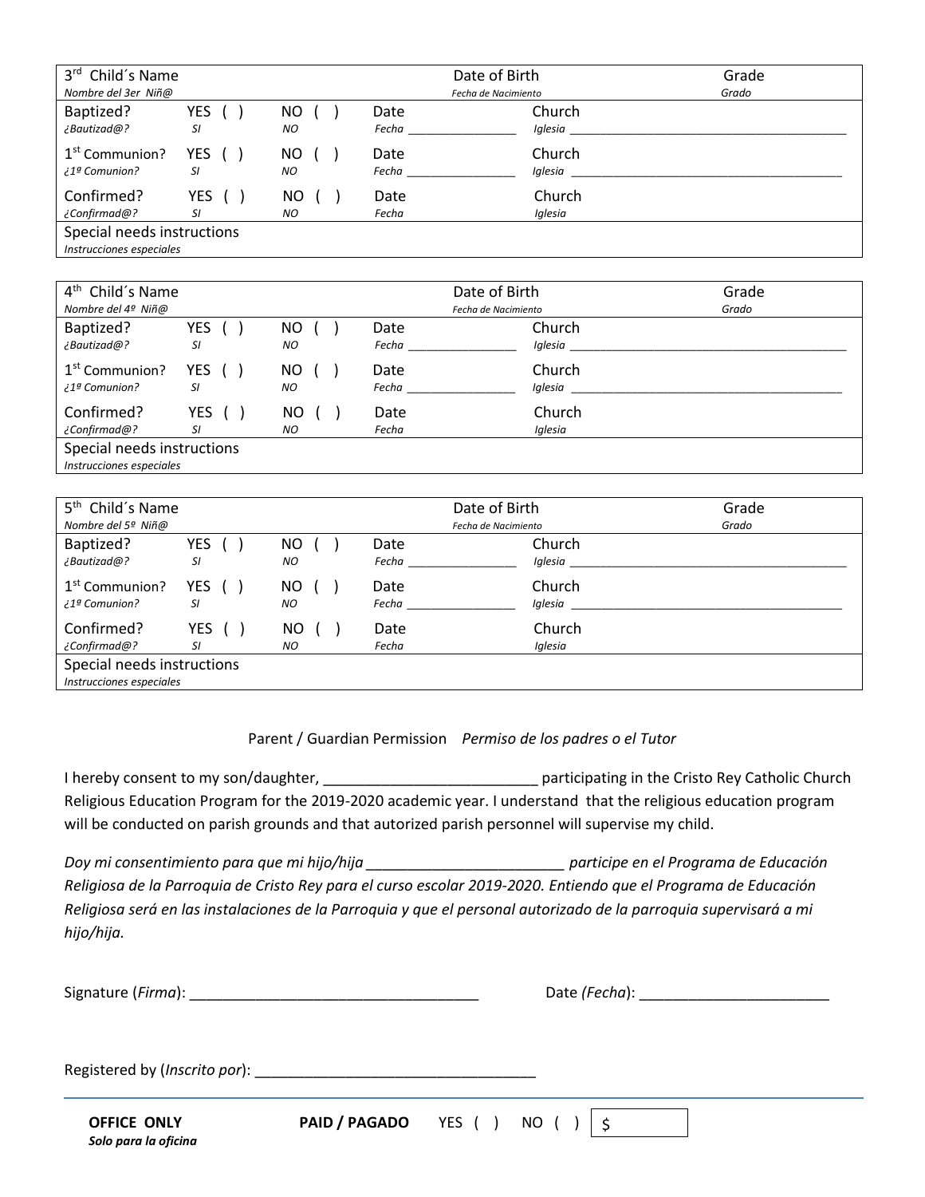| 3rd Child´s Name<br>*Nombre del 3er Niñ@* | | | Date of Birth<br>*Fecha de Nacimiento* | | Grade<br>*Grado* |
|---|---|---|---|---|---|
| Baptized?<br>*¿Bautizad@?* | YES ( )<br>*SI* | NO ( )<br>*NO* | Date<br>*Fecha* ________________ | Church<br>*Iglesia* ________________________________________ | |
| 1st Communion?<br>*¿1ª Comunion?* | YES ( )<br>*SI* | NO ( )<br>*NO* | Date<br>*Fecha* ________________ | Church<br>*Iglesia* ________________________________________ | |
| Confirmed?<br>*¿Confirmad@?* | YES ( )<br>*SI* | NO ( )<br>*NO* | Date<br>*Fecha* | Church<br>*Iglesia* | |
| Special needs instructions<br>*Instrucciones especiales* | | | | | |

| 4th Child´s Name<br>*Nombre del 4º Niñ@* | | | Date of Birth<br>*Fecha de Nacimiento* | | Grade<br>*Grado* |
|---|---|---|---|---|---|
| Baptized?<br>*¿Bautizad@?* | YES ( )<br>*SI* | NO ( )<br>*NO* | Date<br>*Fecha* ________________ | Church<br>*Iglesia* ________________________________________ | |
| 1st Communion?<br>*¿1ª Comunion?* | YES ( )<br>*SI* | NO ( )<br>*NO* | Date<br>*Fecha* ________________ | Church<br>*Iglesia* ________________________________________ | |
| Confirmed?<br>*¿Confirmad@?* | YES ( )<br>*SI* | NO ( )<br>*NO* | Date<br>*Fecha* | Church<br>*Iglesia* | |
| Special needs instructions<br>*Instrucciones especiales* | | | | | |

| 5th Child´s Name<br>*Nombre del 5º Niñ@* | | | Date of Birth<br>*Fecha de Nacimiento* | | Grade<br>*Grado* |
|---|---|---|---|---|---|
| Baptized?<br>*¿Bautizad@?* | YES ( )<br>*SI* | NO ( )<br>*NO* | Date<br>*Fecha* ________________ | Church<br>*Iglesia* ________________________________________ | |
| 1st Communion?<br>*¿1ª Comunion?* | YES ( )<br>*SI* | NO ( )<br>*NO* | Date<br>*Fecha* ________________ | Church<br>*Iglesia* ________________________________________ | |
| Confirmed?<br>*¿Confirmad@?* | YES ( )<br>*SI* | NO ( )<br>*NO* | Date<br>*Fecha* | Church<br>*Iglesia* | |
| Special needs instructions<br>*Instrucciones especiales* | | | | | |

Parent / Guardian Permission *Permiso de los padres o el Tutor*

I hereby consent to my son/daughter, _________________________ participating in the Cristo Rey Catholic Church Religious Education Program for the 2019-2020 academic year. I understand that the religious education program will be conducted on parish grounds and that autorized parish personnel will supervise my child.

*Doy mi consentimiento para que mi hijo/hija _______________________ participe en el Programa de Educación Religiosa de la Parroquia de Cristo Rey para el curso escolar 2019-2020. Entiendo que el Programa de Educación Religiosa será en las instalaciones de la Parroquia y que el personal autorizado de la parroquia supervisará a mi hijo/hija.*

Signature (*Firma*): ___________________________________ Date *(Fecha*): _______________________

Registered by (*Inscrito por*): __________________________________

**OFFICE ONLY**
***Solo para la oficina***

**PAID / PAGADO** YES ( ) NO ( ) $